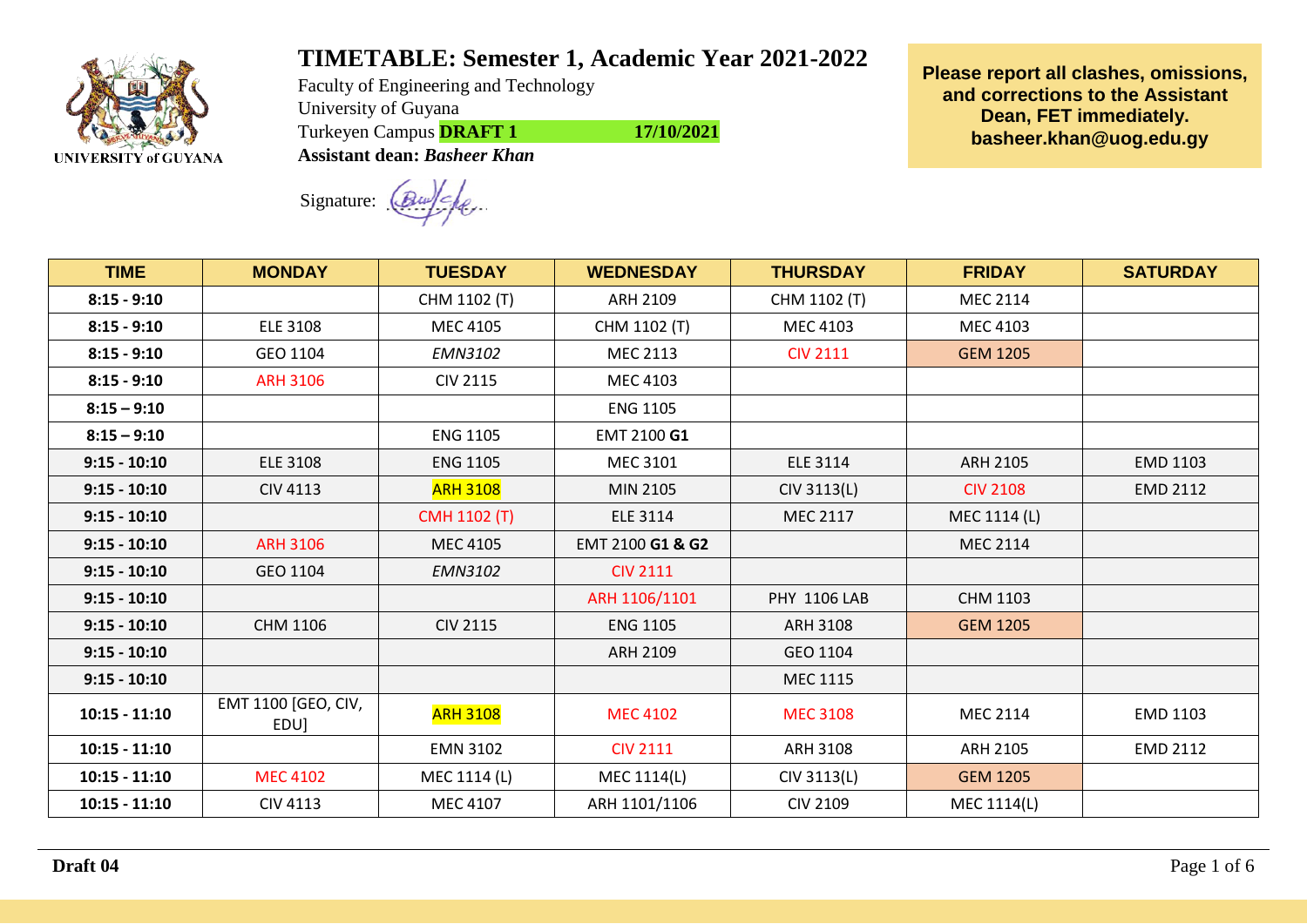# TIMETABLE: Semester 1, Academic Year 2021-2022

Faculty of Engineering and Technology
University of Guyana
Turkeyen Campus **DRAFT 1** **17/10/2021**
**Assistant dean: *Basheer Khan***

Signature:

**Please report all clashes, omissions, and corrections to the Assistant Dean, FET immediately. basheer.khan@uog.edu.gy**

| TIME | MONDAY | TUESDAY | WEDNESDAY | THURSDAY | FRIDAY | SATURDAY |
|---|---|---|---|---|---|---|
| 8:15 - 9:10 | | CHM 1102 (T) | ARH 2109 | CHM 1102 (T) | MEC 2114 | |
| 8:15 - 9:10 | ELE 3108 | MEC 4105 | CHM 1102 (T) | MEC 4103 | MEC 4103 | |
| 8:15 - 9:10 | GEO 1104 | *EMN3102* | MEC 2113 | CIV 2111 | GEM 1205 | |
| 8:15 - 9:10 | ARH 3106 | CIV 2115 | MEC 4103 | | | |
| 8:15 – 9:10 | | | ENG 1105 | | | |
| 8:15 – 9:10 | | ENG 1105 | EMT 2100 **G1** | | | |
| 9:15 - 10:10 | ELE 3108 | ENG 1105 | MEC 3101 | ELE 3114 | ARH 2105 | EMD 1103 |
| 9:15 - 10:10 | CIV 4113 | ARH 3108 | MIN 2105 | CIV 3113(L) | CIV 2108 | EMD 2112 |
| 9:15 - 10:10 | | CMH 1102 (T) | ELE 3114 | MEC 2117 | MEC 1114 (L) | |
| 9:15 - 10:10 | ARH 3106 | MEC 4105 | EMT 2100 **G1 & G2** | | MEC 2114 | |
| 9:15 - 10:10 | GEO 1104 | *EMN3102* | CIV 2111 | | | |
| 9:15 - 10:10 | | | ARH 1106/1101 | PHY 1106 LAB | CHM 1103 | |
| 9:15 - 10:10 | CHM 1106 | CIV 2115 | ENG 1105 | ARH 3108 | GEM 1205 | |
| 9:15 - 10:10 | | | ARH 2109 | GEO 1104 | | |
| 9:15 - 10:10 | | | | MEC 1115 | | |
| 10:15 - 11:10 | EMT 1100 [GEO, CIV, EDU] | ARH 3108 | MEC 4102 | MEC 3108 | MEC 2114 | EMD 1103 |
| 10:15 - 11:10 | | EMN 3102 | CIV 2111 | ARH 3108 | ARH 2105 | EMD 2112 |
| 10:15 - 11:10 | MEC 4102 | MEC 1114 (L) | MEC 1114(L) | CIV 3113(L) | GEM 1205 | |
| 10:15 - 11:10 | CIV 4113 | MEC 4107 | ARH 1101/1106 | CIV 2109 | MEC 1114(L) | |

**Draft 04**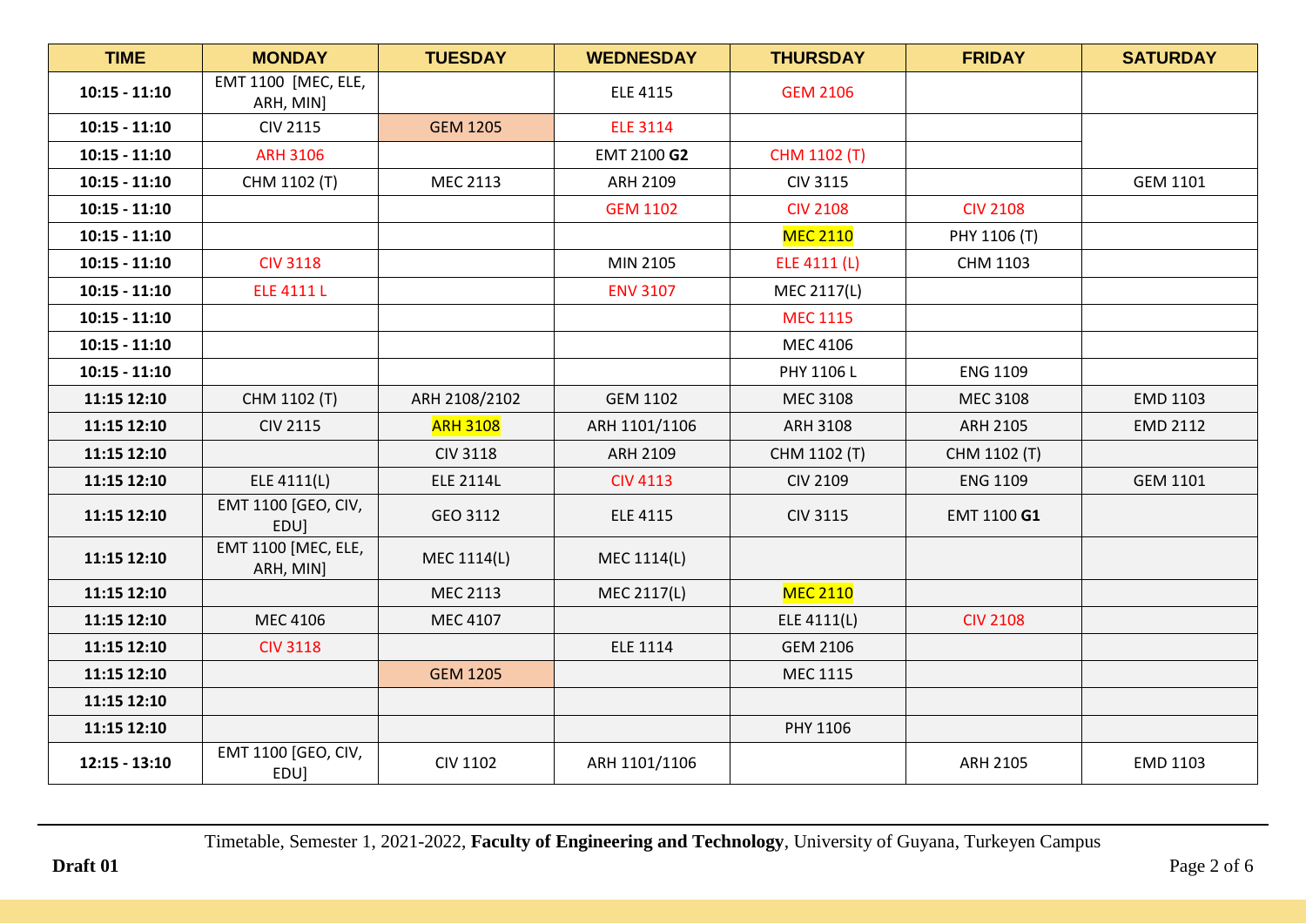| TIME | MONDAY | TUESDAY | WEDNESDAY | THURSDAY | FRIDAY | SATURDAY |
|---|---|---|---|---|---|---|
| 10:15 - 11:10 | EMT 1100 [MEC, ELE, ARH, MIN] | | ELE 4115 | GEM 2106 | | |
| 10:15 - 11:10 | CIV 2115 | GEM 1205 | ELE 3114 | | | |
| 10:15 - 11:10 | ARH 3106 | | EMT 2100 **G2** | CHM 1102 (T) | | |
| 10:15 - 11:10 | CHM 1102 (T) | MEC 2113 | ARH 2109 | CIV 3115 | | GEM 1101 |
| 10:15 - 11:10 | | | GEM 1102 | CIV 2108 | CIV 2108 | |
| 10:15 - 11:10 | | | | MEC 2110 | PHY 1106 (T) | |
| 10:15 - 11:10 | CIV 3118 | | MIN 2105 | ELE 4111 (L) | CHM 1103 | |
| 10:15 - 11:10 | ELE 4111 L | | ENV 3107 | MEC 2117(L) | | |
| 10:15 - 11:10 | | | | MEC 1115 | | |
| 10:15 - 11:10 | | | | MEC 4106 | | |
| 10:15 - 11:10 | | | | PHY 1106 L | ENG 1109 | |
| 11:15 12:10 | CHM 1102 (T) | ARH 2108/2102 | GEM 1102 | MEC 3108 | MEC 3108 | EMD 1103 |
| 11:15 12:10 | CIV 2115 | ARH 3108 | ARH 1101/1106 | ARH 3108 | ARH 2105 | EMD 2112 |
| 11:15 12:10 | | CIV 3118 | ARH 2109 | CHM 1102 (T) | CHM 1102 (T) | |
| 11:15 12:10 | ELE 4111(L) | ELE 2114L | CIV 4113 | CIV 2109 | ENG 1109 | GEM 1101 |
| 11:15 12:10 | EMT 1100 [GEO, CIV, EDU] | GEO 3112 | ELE 4115 | CIV 3115 | EMT 1100 **G1** | |
| 11:15 12:10 | EMT 1100 [MEC, ELE, ARH, MIN] | MEC 1114(L) | MEC 1114(L) | | | |
| 11:15 12:10 | | MEC 2113 | MEC 2117(L) | MEC 2110 | | |
| 11:15 12:10 | MEC 4106 | MEC 4107 | | ELE 4111(L) | CIV 2108 | |
| 11:15 12:10 | CIV 3118 | | ELE 1114 | GEM 2106 | | |
| 11:15 12:10 | | GEM 1205 | | MEC 1115 | | |
| 11:15 12:10 | | | | | | |
| 11:15 12:10 | | | | PHY 1106 | | |
| 12:15 - 13:10 | EMT 1100 [GEO, CIV, EDU] | CIV 1102 | ARH 1101/1106 | | ARH 2105 | EMD 1103 |

Timetable, Semester 1, 2021-2022, **Faculty of Engineering and Technology**, University of Guyana, Turkeyen Campus

**Draft 01**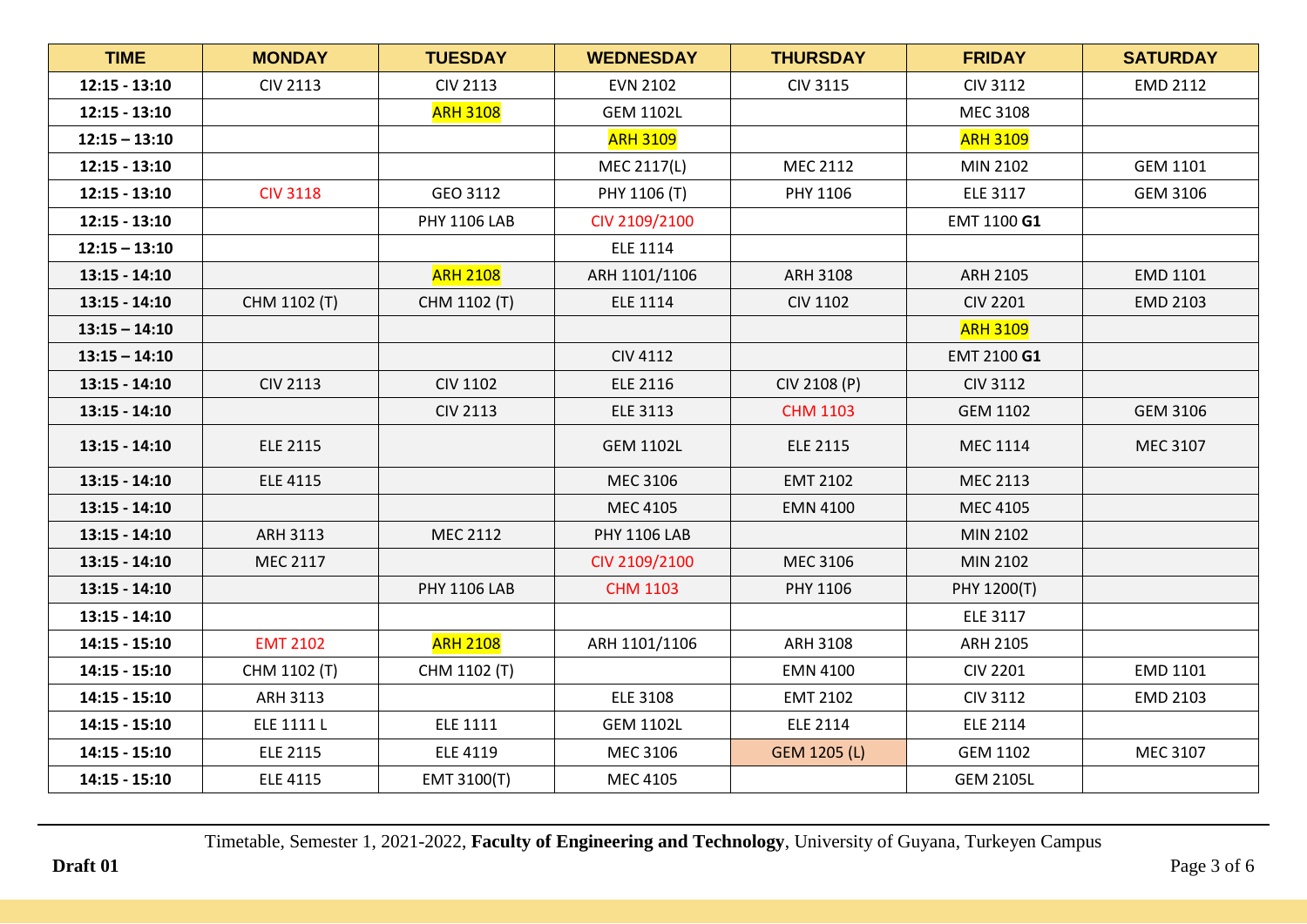| TIME | MONDAY | TUESDAY | WEDNESDAY | THURSDAY | FRIDAY | SATURDAY |
|---|---|---|---|---|---|---|
| 12:15 - 13:10 | CIV 2113 | CIV 2113 | EVN 2102 | CIV 3115 | CIV 3112 | EMD 2112 |
| 12:15 - 13:10 | | ARH 3108 | GEM 1102L | | MEC 3108 | |
| 12:15 – 13:10 | | | ARH 3109 | | ARH 3109 | |
| 12:15 - 13:10 | | | MEC 2117(L) | MEC 2112 | MIN 2102 | GEM 1101 |
| 12:15 - 13:10 | CIV 3118 | GEO 3112 | PHY 1106 (T) | PHY 1106 | ELE 3117 | GEM 3106 |
| 12:15 - 13:10 | | PHY 1106 LAB | CIV 2109/2100 | | EMT 1100 **G1** | |
| 12:15 – 13:10 | | | ELE 1114 | | | |
| 13:15 - 14:10 | | ARH 2108 | ARH 1101/1106 | ARH 3108 | ARH 2105 | EMD 1101 |
| 13:15 - 14:10 | CHM 1102 (T) | CHM 1102 (T) | ELE 1114 | CIV 1102 | CIV 2201 | EMD 2103 |
| 13:15 – 14:10 | | | | | ARH 3109 | |
| 13:15 – 14:10 | | | CIV 4112 | | EMT 2100 **G1** | |
| 13:15 - 14:10 | CIV 2113 | CIV 1102 | ELE 2116 | CIV 2108 (P) | CIV 3112 | |
| 13:15 - 14:10 | | CIV 2113 | ELE 3113 | CHM 1103 | GEM 1102 | GEM 3106 |
| 13:15 - 14:10 | ELE 2115 | | GEM 1102L | ELE 2115 | MEC 1114 | MEC 3107 |
| 13:15 - 14:10 | ELE 4115 | | MEC 3106 | EMT 2102 | MEC 2113 | |
| 13:15 - 14:10 | | | MEC 4105 | EMN 4100 | MEC 4105 | |
| 13:15 - 14:10 | ARH 3113 | MEC 2112 | PHY 1106 LAB | | MIN 2102 | |
| 13:15 - 14:10 | MEC 2117 | | CIV 2109/2100 | MEC 3106 | MIN 2102 | |
| 13:15 - 14:10 | | PHY 1106 LAB | CHM 1103 | PHY 1106 | PHY 1200(T) | |
| 13:15 - 14:10 | | | | | ELE 3117 | |
| 14:15 - 15:10 | EMT 2102 | ARH 2108 | ARH 1101/1106 | ARH 3108 | ARH 2105 | |
| 14:15 - 15:10 | CHM 1102 (T) | CHM 1102 (T) | | EMN 4100 | CIV 2201 | EMD 1101 |
| 14:15 - 15:10 | ARH 3113 | | ELE 3108 | EMT 2102 | CIV 3112 | EMD 2103 |
| 14:15 - 15:10 | ELE 1111 L | ELE 1111 | GEM 1102L | ELE 2114 | ELE 2114 | |
| 14:15 - 15:10 | ELE 2115 | ELE 4119 | MEC 3106 | GEM 1205 (L) | GEM 1102 | MEC 3107 |
| 14:15 - 15:10 | ELE 4115 | EMT 3100(T) | MEC 4105 | | GEM 2105L | |

Timetable, Semester 1, 2021-2022, **Faculty of Engineering and Technology**, University of Guyana, Turkeyen Campus

**Draft 01**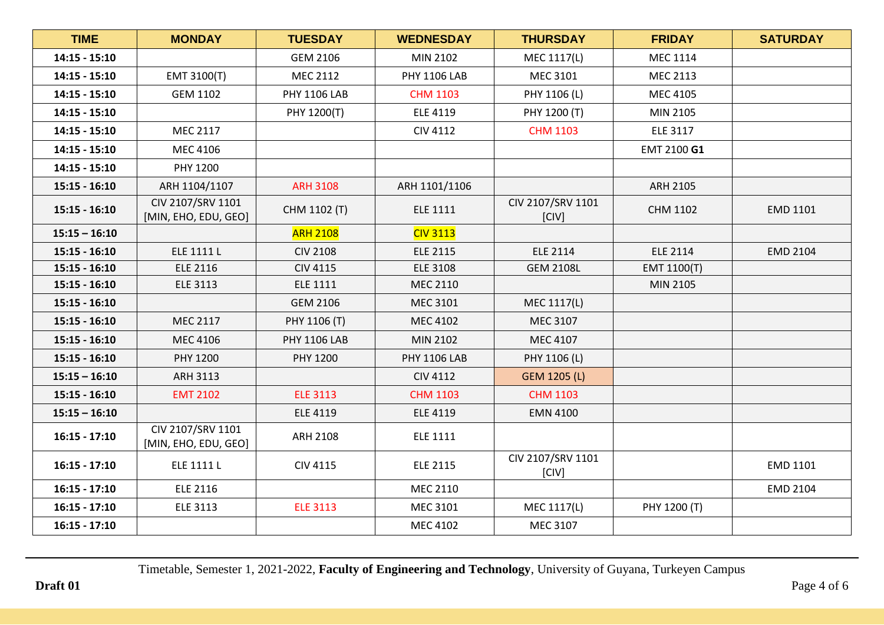| TIME | MONDAY | TUESDAY | WEDNESDAY | THURSDAY | FRIDAY | SATURDAY |
|---|---|---|---|---|---|---|
| 14:15 - 15:10 | | GEM 2106 | MIN 2102 | MEC 1117(L) | MEC 1114 | |
| 14:15 - 15:10 | EMT 3100(T) | MEC 2112 | PHY 1106 LAB | MEC 3101 | MEC 2113 | |
| 14:15 - 15:10 | GEM 1102 | PHY 1106 LAB | CHM 1103 | PHY 1106 (L) | MEC 4105 | |
| 14:15 - 15:10 | | PHY 1200(T) | ELE 4119 | PHY 1200 (T) | MIN 2105 | |
| 14:15 - 15:10 | MEC 2117 | | CIV 4112 | CHM 1103 | ELE 3117 | |
| 14:15 - 15:10 | MEC 4106 | | | | EMT 2100 **G1** | |
| 14:15 - 15:10 | PHY 1200 | | | | | |
| 15:15 - 16:10 | ARH 1104/1107 | ARH 3108 | ARH 1101/1106 | | ARH 2105 | |
| 15:15 - 16:10 | CIV 2107/SRV 1101 [MIN, EHO, EDU, GEO] | CHM 1102 (T) | ELE 1111 | CIV 2107/SRV 1101 [CIV] | CHM 1102 | EMD 1101 |
| 15:15 – 16:10 | | ARH 2108 | CIV 3113 | | | |
| 15:15 - 16:10 | ELE 1111 L | CIV 2108 | ELE 2115 | ELE 2114 | ELE 2114 | EMD 2104 |
| 15:15 - 16:10 | ELE 2116 | CIV 4115 | ELE 3108 | GEM 2108L | EMT 1100(T) | |
| 15:15 - 16:10 | ELE 3113 | ELE 1111 | MEC 2110 | | MIN 2105 | |
| 15:15 - 16:10 | | GEM 2106 | MEC 3101 | MEC 1117(L) | | |
| 15:15 - 16:10 | MEC 2117 | PHY 1106 (T) | MEC 4102 | MEC 3107 | | |
| 15:15 - 16:10 | MEC 4106 | PHY 1106 LAB | MIN 2102 | MEC 4107 | | |
| 15:15 - 16:10 | PHY 1200 | PHY 1200 | PHY 1106 LAB | PHY 1106 (L) | | |
| 15:15 – 16:10 | ARH 3113 | | CIV 4112 | GEM 1205 (L) | | |
| 15:15 - 16:10 | EMT 2102 | ELE 3113 | CHM 1103 | CHM 1103 | | |
| 15:15 – 16:10 | | ELE 4119 | ELE 4119 | EMN 4100 | | |
| 16:15 - 17:10 | CIV 2107/SRV 1101 [MIN, EHO, EDU, GEO] | ARH 2108 | ELE 1111 | | | |
| 16:15 - 17:10 | ELE 1111 L | CIV 4115 | ELE 2115 | CIV 2107/SRV 1101 [CIV] | | EMD 1101 |
| 16:15 - 17:10 | ELE 2116 | | MEC 2110 | | | EMD 2104 |
| 16:15 - 17:10 | ELE 3113 | ELE 3113 | MEC 3101 | MEC 1117(L) | PHY 1200 (T) | |
| 16:15 - 17:10 | | | MEC 4102 | MEC 3107 | | |

Timetable, Semester 1, 2021-2022, **Faculty of Engineering and Technology**, University of Guyana, Turkeyen Campus

**Draft 01**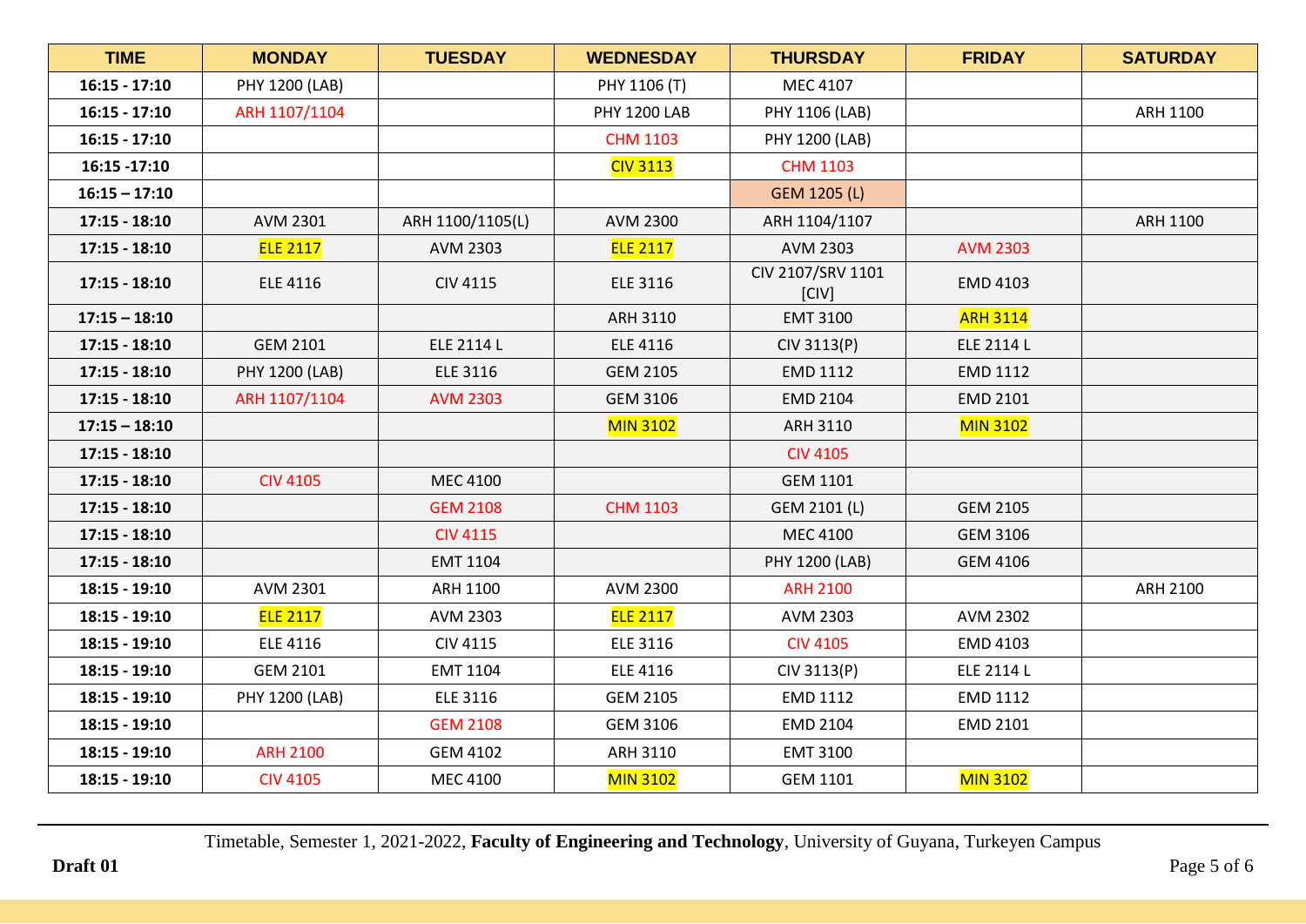| TIME | MONDAY | TUESDAY | WEDNESDAY | THURSDAY | FRIDAY | SATURDAY |
|---|---|---|---|---|---|---|
| 16:15 - 17:10 | PHY 1200 (LAB) | | PHY 1106 (T) | MEC 4107 | | |
| 16:15 - 17:10 | ARH 1107/1104 | | PHY 1200 LAB | PHY 1106 (LAB) | | ARH 1100 |
| 16:15 - 17:10 | | | CHM 1103 | PHY 1200 (LAB) | | |
| 16:15 -17:10 | | | CIV 3113 | CHM 1103 | | |
| 16:15 – 17:10 | | | | GEM 1205 (L) | | |
| 17:15 - 18:10 | AVM 2301 | ARH 1100/1105(L) | AVM 2300 | ARH 1104/1107 | | ARH 1100 |
| 17:15 - 18:10 | ELE 2117 | AVM 2303 | ELE 2117 | AVM 2303 | AVM 2303 | |
| 17:15 - 18:10 | ELE 4116 | CIV 4115 | ELE 3116 | CIV 2107/SRV 1101 [CIV] | EMD 4103 | |
| 17:15 – 18:10 | | | ARH 3110 | EMT 3100 | ARH 3114 | |
| 17:15 - 18:10 | GEM 2101 | ELE 2114 L | ELE 4116 | CIV 3113(P) | ELE 2114 L | |
| 17:15 - 18:10 | PHY 1200 (LAB) | ELE 3116 | GEM 2105 | EMD 1112 | EMD 1112 | |
| 17:15 - 18:10 | ARH 1107/1104 | AVM 2303 | GEM 3106 | EMD 2104 | EMD 2101 | |
| 17:15 – 18:10 | | | MIN 3102 | ARH 3110 | MIN 3102 | |
| 17:15 - 18:10 | | | | CIV 4105 | | |
| 17:15 - 18:10 | CIV 4105 | MEC 4100 | | GEM 1101 | | |
| 17:15 - 18:10 | | GEM 2108 | CHM 1103 | GEM 2101 (L) | GEM 2105 | |
| 17:15 - 18:10 | | CIV 4115 | | MEC 4100 | GEM 3106 | |
| 17:15 - 18:10 | | EMT 1104 | | PHY 1200 (LAB) | GEM 4106 | |
| 18:15 - 19:10 | AVM 2301 | ARH 1100 | AVM 2300 | ARH 2100 | | ARH 2100 |
| 18:15 - 19:10 | ELE 2117 | AVM 2303 | ELE 2117 | AVM 2303 | AVM 2302 | |
| 18:15 - 19:10 | ELE 4116 | CIV 4115 | ELE 3116 | CIV 4105 | EMD 4103 | |
| 18:15 - 19:10 | GEM 2101 | EMT 1104 | ELE 4116 | CIV 3113(P) | ELE 2114 L | |
| 18:15 - 19:10 | PHY 1200 (LAB) | ELE 3116 | GEM 2105 | EMD 1112 | EMD 1112 | |
| 18:15 - 19:10 | | GEM 2108 | GEM 3106 | EMD 2104 | EMD 2101 | |
| 18:15 - 19:10 | ARH 2100 | GEM 4102 | ARH 3110 | EMT 3100 | | |
| 18:15 - 19:10 | CIV 4105 | MEC 4100 | MIN 3102 | GEM 1101 | MIN 3102 | |

Timetable, Semester 1, 2021-2022, **Faculty of Engineering and Technology**, University of Guyana, Turkeyen Campus

**Draft 01**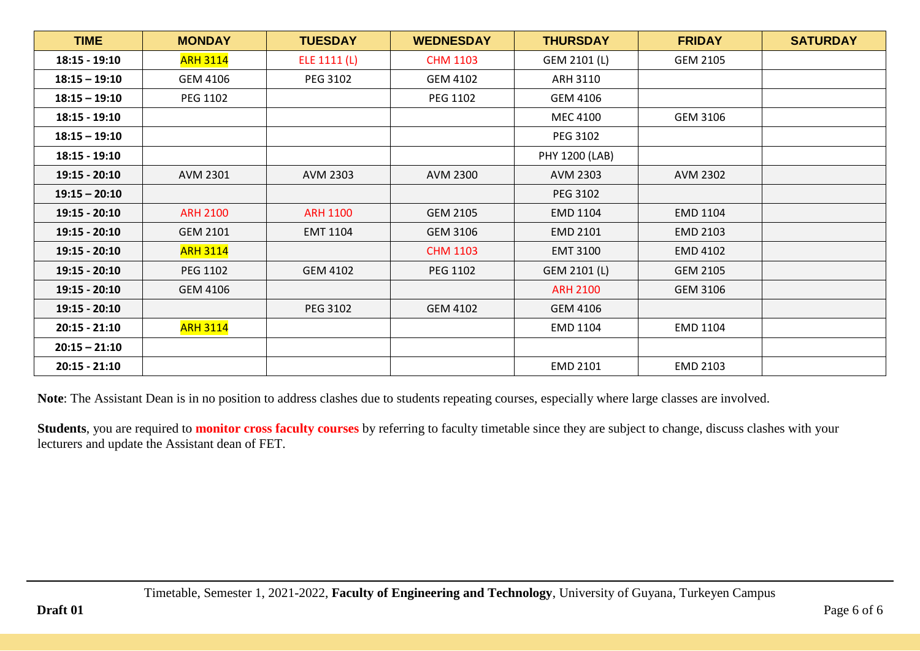| TIME | MONDAY | TUESDAY | WEDNESDAY | THURSDAY | FRIDAY | SATURDAY |
|---|---|---|---|---|---|---|
| 18:15 - 19:10 | ARH 3114 | ELE 1111 (L) | CHM 1103 | GEM 2101 (L) | GEM 2105 | |
| 18:15 – 19:10 | GEM 4106 | PEG 3102 | GEM 4102 | ARH 3110 | | |
| 18:15 – 19:10 | PEG 1102 | | PEG 1102 | GEM 4106 | | |
| 18:15 - 19:10 | | | | MEC 4100 | GEM 3106 | |
| 18:15 – 19:10 | | | | PEG 3102 | | |
| 18:15 - 19:10 | | | | PHY 1200 (LAB) | | |
| 19:15 - 20:10 | AVM 2301 | AVM 2303 | AVM 2300 | AVM 2303 | AVM 2302 | |
| 19:15 – 20:10 | | | | PEG 3102 | | |
| 19:15 - 20:10 | ARH 2100 | ARH 1100 | GEM 2105 | EMD 1104 | EMD 1104 | |
| 19:15 - 20:10 | GEM 2101 | EMT 1104 | GEM 3106 | EMD 2101 | EMD 2103 | |
| 19:15 - 20:10 | ARH 3114 | | CHM 1103 | EMT 3100 | EMD 4102 | |
| 19:15 - 20:10 | PEG 1102 | GEM 4102 | PEG 1102 | GEM 2101 (L) | GEM 2105 | |
| 19:15 - 20:10 | GEM 4106 | | | ARH 2100 | GEM 3106 | |
| 19:15 - 20:10 | | PEG 3102 | GEM 4102 | GEM 4106 | | |
| 20:15 - 21:10 | ARH 3114 | | | EMD 1104 | EMD 1104 | |
| 20:15 – 21:10 | | | | | | |
| 20:15 - 21:10 | | | | EMD 2101 | EMD 2103 | |

**Note**: The Assistant Dean is in no position to address clashes due to students repeating courses, especially where large classes are involved.

**Students**, you are required to **monitor cross faculty courses** by referring to faculty timetable since they are subject to change, discuss clashes with your lecturers and update the Assistant dean of FET.

Timetable, Semester 1, 2021-2022, **Faculty of Engineering and Technology**, University of Guyana, Turkeyen Campus

**Draft 01**